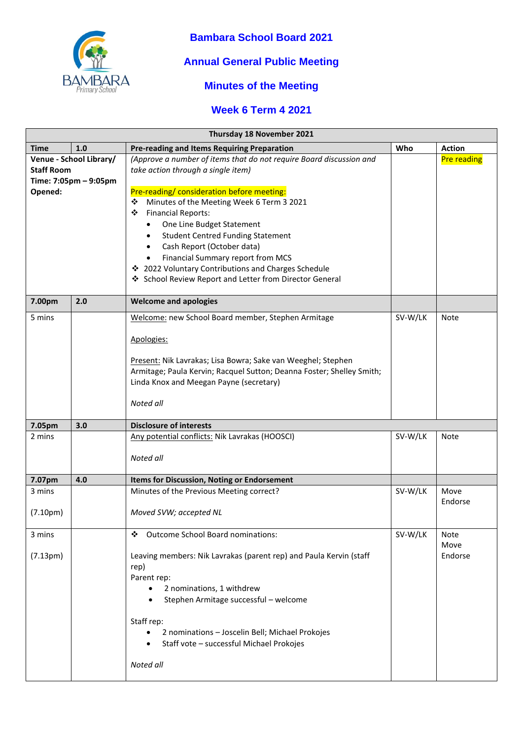# Bambara School Board 2021

## Annual General Public Meeting

## Minutes of the Meeting

## Week 6 Term 4 2021

| Thursday 18 November 2021 | | | | |
|---|---|---|---|---|
| **Time** | **1.0** | **Pre-reading and Items Requiring Preparation** | **Who** | **Action** |
| **Venue - School Library/ Staff Room**<br>**Time: 7:05pm – 9:05pm**<br>**Opened:** | | *(Approve a number of items that do not require Board discussion and take action through a single item)*<br><br>Pre-reading/ consideration before meeting:<br>❖ Minutes of the Meeting Week 6 Term 3 2021<br>❖ Financial Reports:<br>• One Line Budget Statement<br>• Student Centred Funding Statement<br>• Cash Report (October data)<br>• Financial Summary report from MCS<br>❖ 2022 Voluntary Contributions and Charges Schedule<br>❖ School Review Report and Letter from Director General | | Pre reading |
| **7.00pm** | **2.0** | **Welcome and apologies** | | |
| 5 mins | | Welcome: new School Board member, Stephen Armitage<br><br>Apologies:<br><br>Present: Nik Lavrakas; Lisa Bowra; Sake van Weeghel; Stephen Armitage; Paula Kervin; Racquel Sutton; Deanna Foster; Shelley Smith; Linda Knox and Meegan Payne (secretary)<br><br>*Noted all* | SV-W/LK | Note |
| **7.05pm** | **3.0** | **Disclosure of interests** | | |
| 2 mins | | Any potential conflicts: Nik Lavrakas (HOOSCI)<br><br>*Noted all* | SV-W/LK | Note |
| **7.07pm** | **4.0** | **Items for Discussion, Noting or Endorsement** | | |
| 3 mins<br><br>(7.10pm) | | Minutes of the Previous Meeting correct?<br><br>*Moved SVW; accepted NL* | SV-W/LK | Move<br>Endorse |
| 3 mins<br><br>(7.13pm) | | ❖ Outcome School Board nominations:<br><br>Leaving members: Nik Lavrakas (parent rep) and Paula Kervin (staff rep)<br>Parent rep:<br>• 2 nominations, 1 withdrew<br>• Stephen Armitage successful – welcome<br><br>Staff rep:<br>• 2 nominations – Joscelin Bell; Michael Prokojes<br>• Staff vote – successful Michael Prokojes<br><br>*Noted all* | SV-W/LK | Note<br>Move<br>Endorse |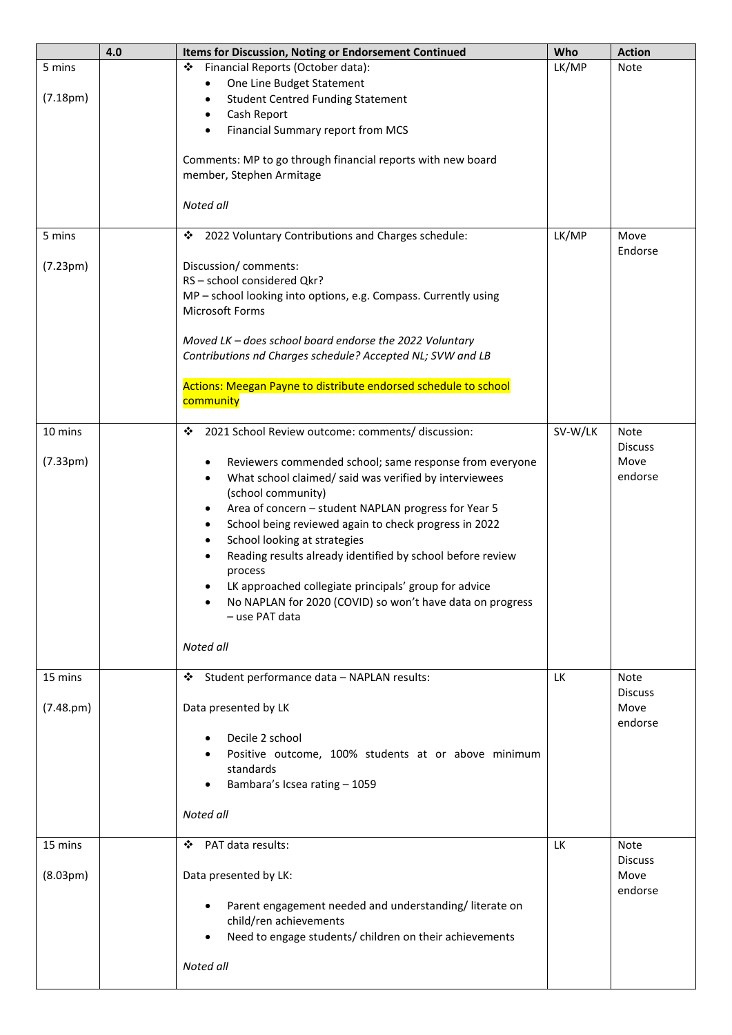| | 4.0 | Items for Discussion, Noting or Endorsement Continued | Who | Action |
|---|---|---|---|---|
| 5 mins<br><br>(7.18pm) | | ❖ Financial Reports (October data):<br>• One Line Budget Statement<br>• Student Centred Funding Statement<br>• Cash Report<br>• Financial Summary report from MCS<br><br>Comments: MP to go through financial reports with new board member, Stephen Armitage<br><br>*Noted all* | LK/MP | Note |
| 5 mins<br><br>(7.23pm) | | ❖ 2022 Voluntary Contributions and Charges schedule:<br><br>Discussion/ comments:<br>RS – school considered Qkr?<br>MP – school looking into options, e.g. Compass. Currently using Microsoft Forms<br><br>*Moved LK – does school board endorse the 2022 Voluntary Contributions nd Charges schedule? Accepted NL; SVW and LB*<br><br>Actions: Meegan Payne to distribute endorsed schedule to school community | LK/MP | Move<br>Endorse |
| 10 mins<br><br>(7.33pm) | | ❖ 2021 School Review outcome: comments/ discussion:<br><br>• Reviewers commended school; same response from everyone<br>• What school claimed/ said was verified by interviewees (school community)<br>• Area of concern – student NAPLAN progress for Year 5<br>• School being reviewed again to check progress in 2022<br>• School looking at strategies<br>• Reading results already identified by school before review process<br>• LK approached collegiate principals' group for advice<br>• No NAPLAN for 2020 (COVID) so won't have data on progress – use PAT data<br><br>*Noted all* | SV-W/LK | Note<br>Discuss<br>Move<br>endorse |
| 15 mins<br><br>(7.48.pm) | | ❖ Student performance data – NAPLAN results:<br><br>Data presented by LK<br><br>• Decile 2 school<br>• Positive outcome, 100% students at or above minimum standards<br>• Bambara's Icsea rating – 1059<br><br>*Noted all* | LK | Note<br>Discuss<br>Move<br>endorse |
| 15 mins<br><br>(8.03pm) | | ❖ PAT data results:<br><br>Data presented by LK:<br><br>• Parent engagement needed and understanding/ literate on child/ren achievements<br>• Need to engage students/ children on their achievements<br><br>*Noted all* | LK | Note<br>Discuss<br>Move<br>endorse |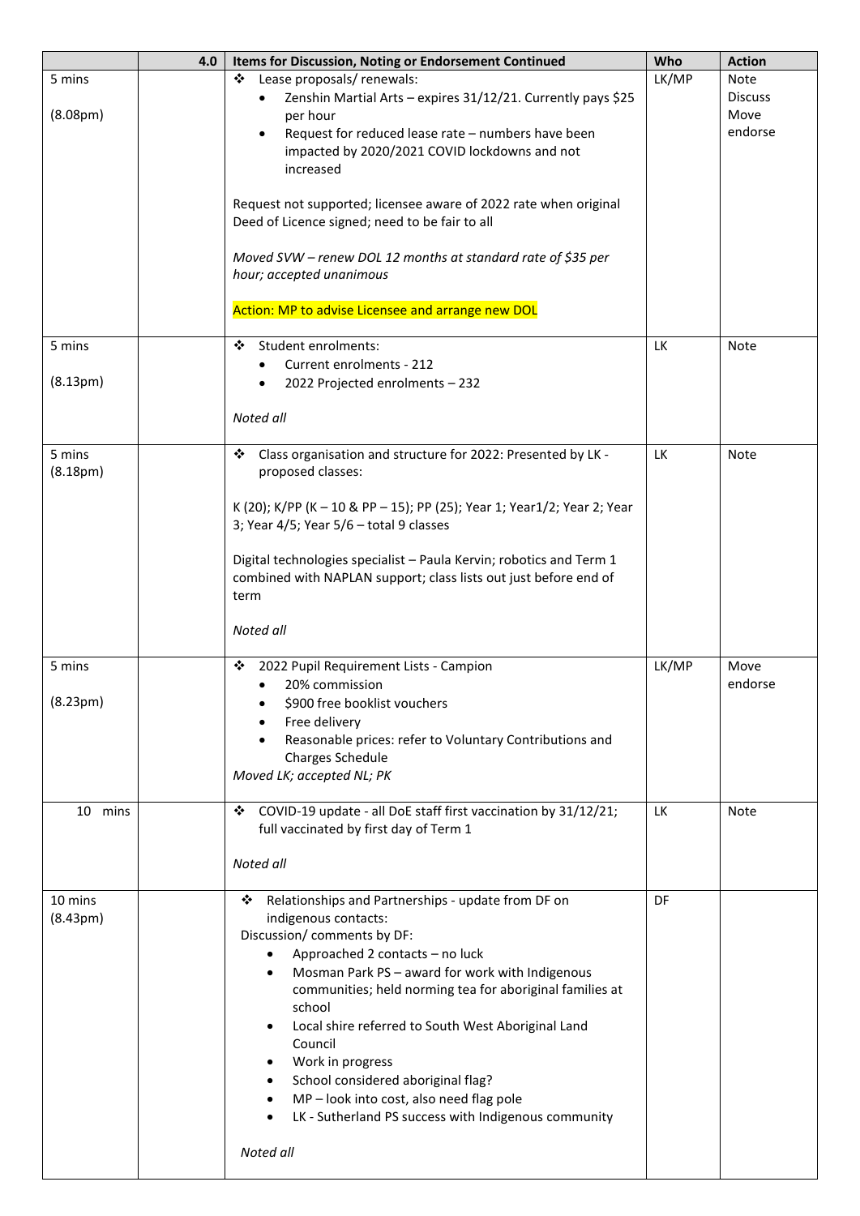| | 4.0 | Items for Discussion, Noting or Endorsement Continued | Who | Action |
|---|---|---|---|---|
| 5 mins<br><br>(8.08pm) | | ❖ Lease proposals/ renewals:<br>• Zenshin Martial Arts – expires 31/12/21. Currently pays $25 per hour<br>• Request for reduced lease rate – numbers have been impacted by 2020/2021 COVID lockdowns and not increased<br><br>Request not supported; licensee aware of 2022 rate when original Deed of Licence signed; need to be fair to all<br><br>*Moved SVW – renew DOL 12 months at standard rate of $35 per hour; accepted unanimous*<br><br>Action: MP to advise Licensee and arrange new DOL | LK/MP | Note<br>Discuss<br>Move<br>endorse |
| 5 mins<br><br>(8.13pm) | | ❖ Student enrolments:<br>• Current enrolments - 212<br>• 2022 Projected enrolments – 232<br><br>*Noted all* | LK | Note |
| 5 mins<br>(8.18pm) | | ❖ Class organisation and structure for 2022: Presented by LK - proposed classes:<br><br>K (20); K/PP (K – 10 & PP – 15); PP (25); Year 1; Year1/2; Year 2; Year 3; Year 4/5; Year 5/6 – total 9 classes<br><br>Digital technologies specialist – Paula Kervin; robotics and Term 1 combined with NAPLAN support; class lists out just before end of term<br><br>*Noted all* | LK | Note |
| 5 mins<br><br>(8.23pm) | | ❖ 2022 Pupil Requirement Lists - Campion<br>• 20% commission<br>• $900 free booklist vouchers<br>• Free delivery<br>• Reasonable prices: refer to Voluntary Contributions and Charges Schedule<br>*Moved LK; accepted NL; PK* | LK/MP | Move<br>endorse |
| 10 mins | | ❖ COVID-19 update - all DoE staff first vaccination by 31/12/21; full vaccinated by first day of Term 1<br><br>*Noted all* | LK | Note |
| 10 mins<br>(8.43pm) | | ❖ Relationships and Partnerships - update from DF on indigenous contacts:<br>Discussion/ comments by DF:<br>• Approached 2 contacts – no luck<br>• Mosman Park PS – award for work with Indigenous communities; held norming tea for aboriginal families at school<br>• Local shire referred to South West Aboriginal Land Council<br>• Work in progress<br>• School considered aboriginal flag?<br>• MP – look into cost, also need flag pole<br>• LK - Sutherland PS success with Indigenous community<br><br>*Noted all* | DF | |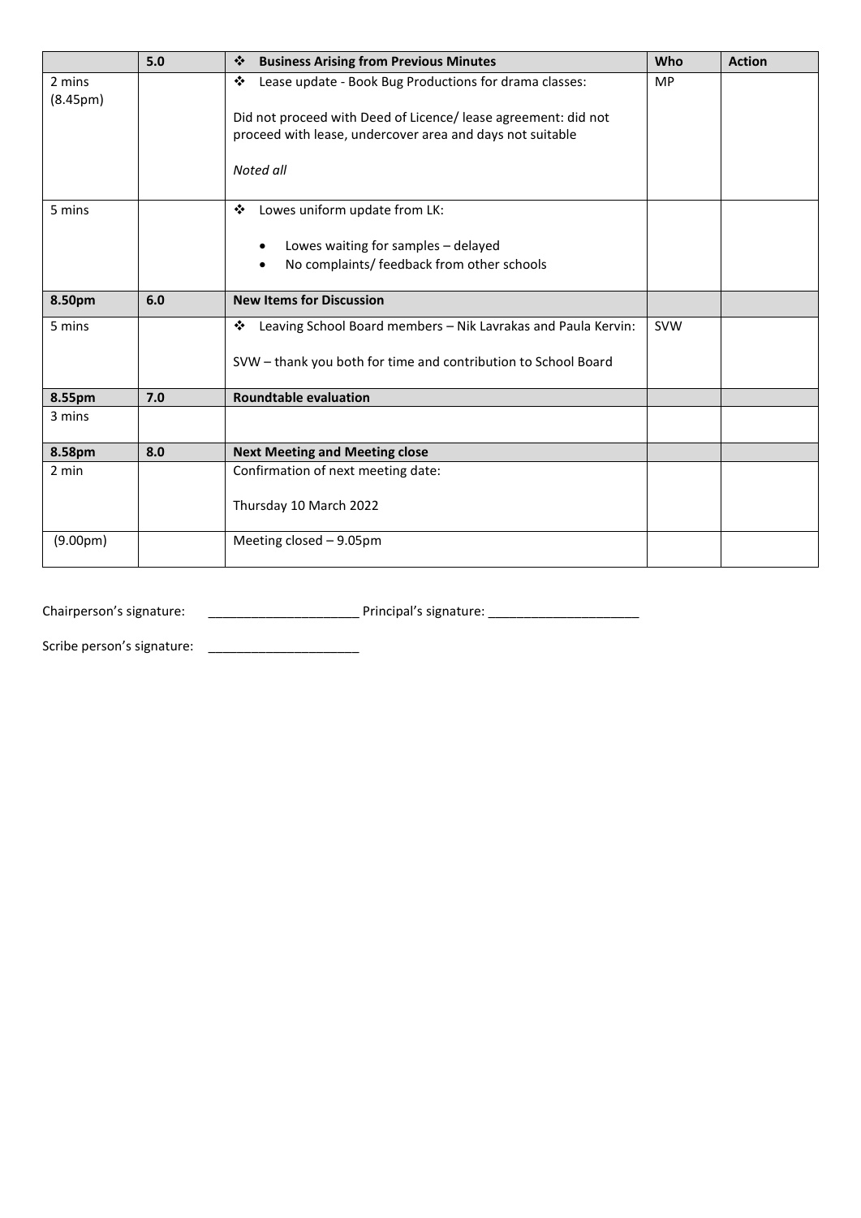|  | 5.0 | ❖ **Business Arising from Previous Minutes** | **Who** | **Action** |
|---|---|---|---|---|
| 2 mins (8.45pm) |  | ❖ Lease update - Book Bug Productions for drama classes:<br><br>Did not proceed with Deed of Licence/ lease agreement: did not proceed with lease, undercover area and days not suitable<br><br>*Noted all* | MP |  |
| 5 mins |  | ❖ Lowes uniform update from LK:<br><br>• Lowes waiting for samples – delayed<br>• No complaints/ feedback from other schools |  |  |
| **8.50pm** | **6.0** | **New Items for Discussion** |  |  |
| 5 mins |  | ❖ Leaving School Board members – Nik Lavrakas and Paula Kervin:<br><br>SVW – thank you both for time and contribution to School Board | SVW |  |
| **8.55pm** | **7.0** | **Roundtable evaluation** |  |  |
| 3 mins |  |  |  |  |
| **8.58pm** | **8.0** | **Next Meeting and Meeting close** |  |  |
| 2 min |  | Confirmation of next meeting date:<br><br>Thursday 10 March 2022 |  |  |
| (9.00pm) |  | Meeting closed – 9.05pm |  |  |

Chairperson's signature: _____________________ Principal's signature: _____________________

Scribe person's signature: _____________________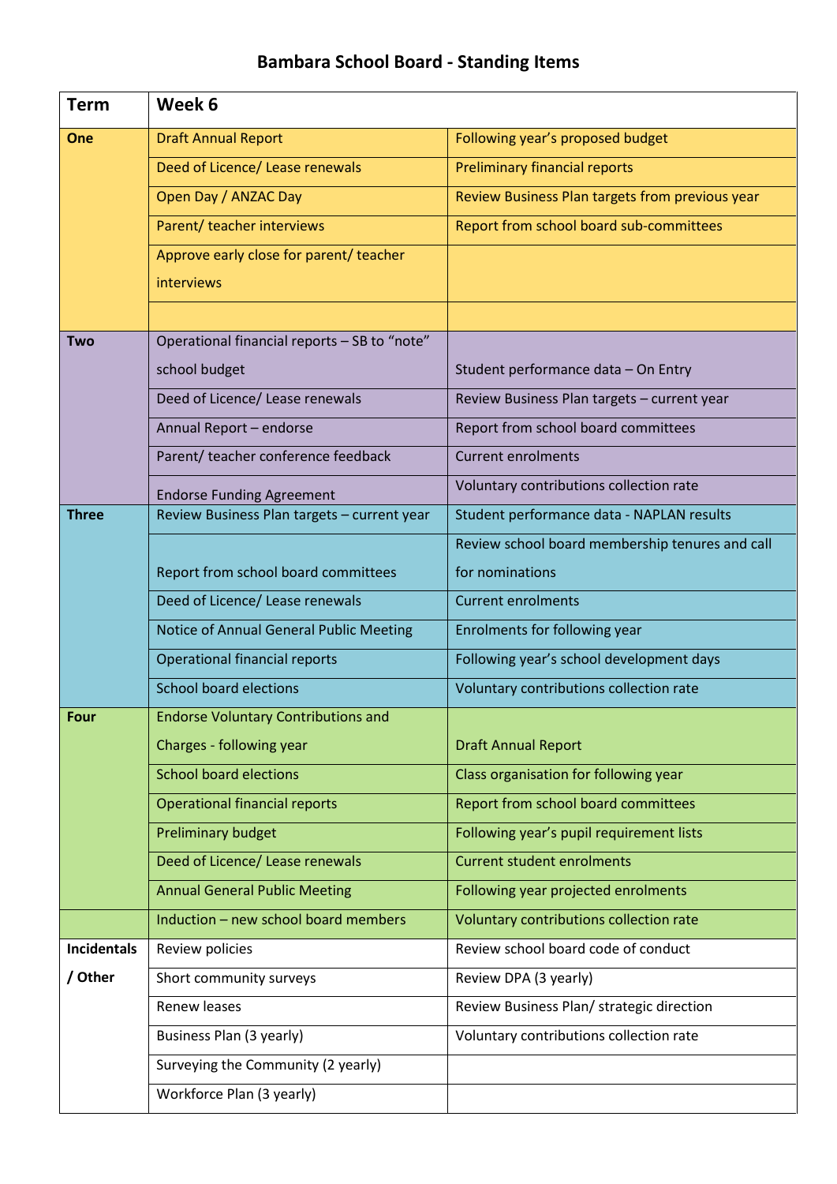# Bambara School Board - Standing Items

| Term | Week 6 | |
|---|---|---|
| **One** | Draft Annual Report | Following year's proposed budget |
| | Deed of Licence/ Lease renewals | Preliminary financial reports |
| | Open Day / ANZAC Day | Review Business Plan targets from previous year |
| | Parent/ teacher interviews | Report from school board sub-committees |
| | Approve early close for parent/ teacher interviews | |
| | | |
| **Two** | Operational financial reports – SB to "note" school budget | Student performance data – On Entry |
| | Deed of Licence/ Lease renewals | Review Business Plan targets – current year |
| | Annual Report – endorse | Report from school board committees |
| | Parent/ teacher conference feedback | Current enrolments |
| | Endorse Funding Agreement | Voluntary contributions collection rate |
| **Three** | Review Business Plan targets – current year | Student performance data - NAPLAN results |
| | Report from school board committees | Review school board membership tenures and call for nominations |
| | Deed of Licence/ Lease renewals | Current enrolments |
| | Notice of Annual General Public Meeting | Enrolments for following year |
| | Operational financial reports | Following year's school development days |
| | School board elections | Voluntary contributions collection rate |
| **Four** | Endorse Voluntary Contributions and Charges - following year | Draft Annual Report |
| | School board elections | Class organisation for following year |
| | Operational financial reports | Report from school board committees |
| | Preliminary budget | Following year's pupil requirement lists |
| | Deed of Licence/ Lease renewals | Current student enrolments |
| | Annual General Public Meeting | Following year projected enrolments |
| | Induction – new school board members | Voluntary contributions collection rate |
| **Incidentals / Other** | Review policies | Review school board code of conduct |
| | Short community surveys | Review DPA (3 yearly) |
| | Renew leases | Review Business Plan/ strategic direction |
| | Business Plan (3 yearly) | Voluntary contributions collection rate |
| | Surveying the Community (2 yearly) | |
| | Workforce Plan (3 yearly) | |